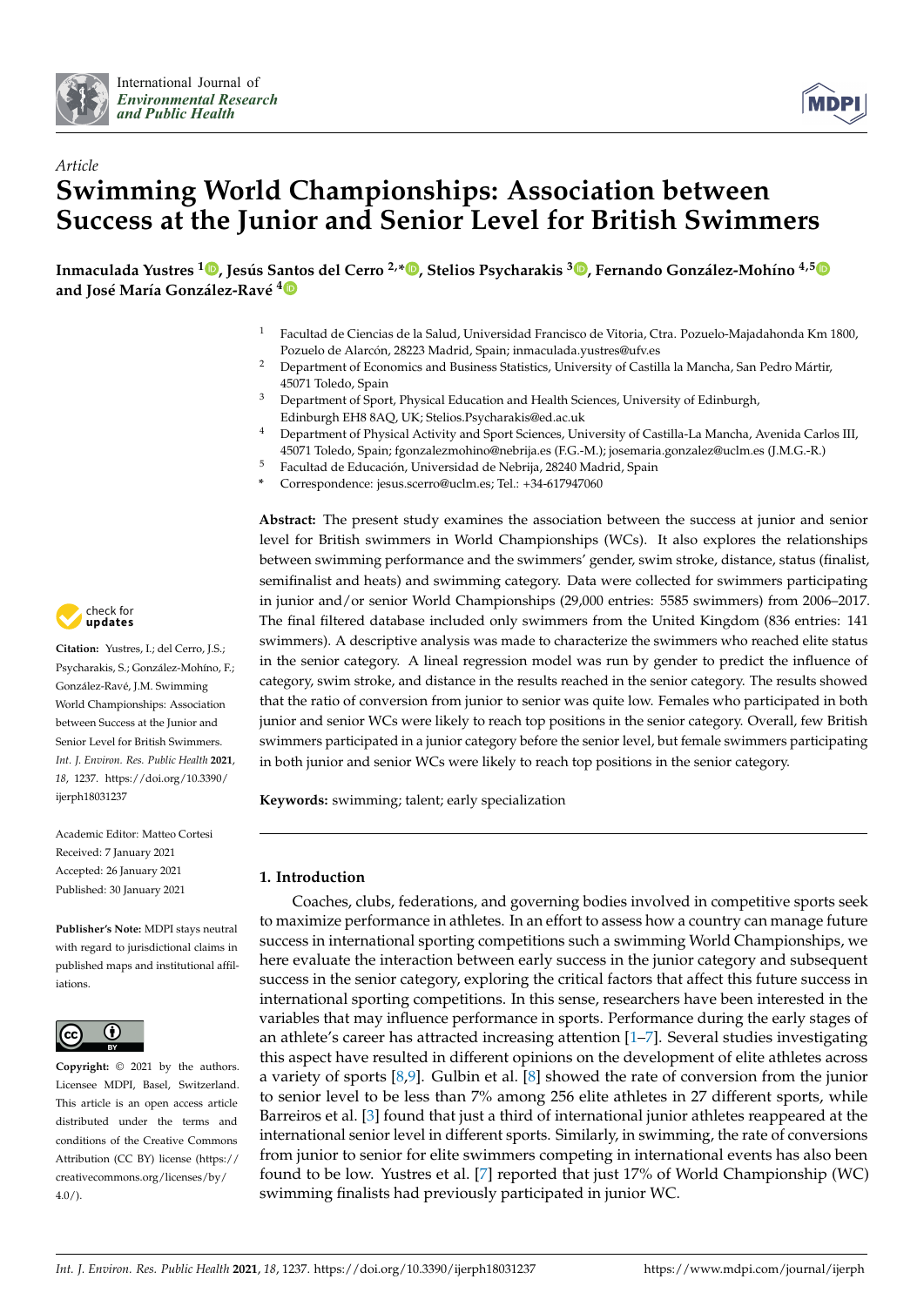*Article*

# Swimming World Championships: Association between Success at the Junior and Senior Level for British Swimmers

**Inmaculada Yustres [1], Jesús Santos del Cerro [2,*], Stelios Psycharakis [3], Fernando González-Mohíno [4,5] and José María González-Ravé [4]**

[1] Facultad de Ciencias de la Salud, Universidad Francisco de Vitoria, Ctra. Pozuelo-Majadahonda Km 1800, Pozuelo de Alarcón, 28223 Madrid, Spain; inmaculada.yustres@ufv.es
[2] Department of Economics and Business Statistics, University of Castilla la Mancha, San Pedro Mártir, 45071 Toledo, Spain
[3] Department of Sport, Physical Education and Health Sciences, University of Edinburgh, Edinburgh EH8 8AQ, UK; Stelios.Psycharakis@ed.ac.uk
[4] Department of Physical Activity and Sport Sciences, University of Castilla-La Mancha, Avenida Carlos III, 45071 Toledo, Spain; fgonzalezmohino@nebrija.es (F.G.-M.); josemaria.gonzalez@uclm.es (J.M.G.-R.)
[5] Facultad de Educación, Universidad de Nebrija, 28240 Madrid, Spain
\* Correspondence: jesus.scerro@uclm.es; Tel.: +34-617947060

**Abstract:** The present study examines the association between the success at junior and senior level for British swimmers in World Championships (WCs). It also explores the relationships between swimming performance and the swimmers' gender, swim stroke, distance, status (finalist, semifinalist and heats) and swimming category. Data were collected for swimmers participating in junior and/or senior World Championships (29,000 entries: 5585 swimmers) from 2006–2017. The final filtered database included only swimmers from the United Kingdom (836 entries: 141 swimmers). A descriptive analysis was made to characterize the swimmers who reached elite status in the senior category. A lineal regression model was run by gender to predict the influence of category, swim stroke, and distance in the results reached in the senior category. The results showed that the ratio of conversion from junior to senior was quite low. Females who participated in both junior and senior WCs were likely to reach top positions in the senior category. Overall, few British swimmers participated in a junior category before the senior level, but female swimmers participating in both junior and senior WCs were likely to reach top positions in the senior category.

**Keywords:** swimming; talent; early specialization

**Citation:** Yustres, I.; del Cerro, J.S.; Psycharakis, S.; González-Mohíno, F.; González-Ravé, J.M. Swimming World Championships: Association between Success at the Junior and Senior Level for British Swimmers. *Int. J. Environ. Res. Public Health* **2021**, *18*, 1237. https://doi.org/10.3390/ijerph18031237

Academic Editor: Matteo Cortesi
Received: 7 January 2021
Accepted: 26 January 2021
Published: 30 January 2021

**Publisher's Note:** MDPI stays neutral with regard to jurisdictional claims in published maps and institutional affiliations.

**Copyright:** © 2021 by the authors. Licensee MDPI, Basel, Switzerland. This article is an open access article distributed under the terms and conditions of the Creative Commons Attribution (CC BY) license (https://creativecommons.org/licenses/by/4.0/).

## 1. Introduction

Coaches, clubs, federations, and governing bodies involved in competitive sports seek to maximize performance in athletes. In an effort to assess how a country can manage future success in international sporting competitions such a swimming World Championships, we here evaluate the interaction between early success in the junior category and subsequent success in the senior category, exploring the critical factors that affect this future success in international sporting competitions. In this sense, researchers have been interested in the variables that may influence performance in sports. Performance during the early stages of an athlete's career has attracted increasing attention [1–7]. Several studies investigating this aspect have resulted in different opinions on the development of elite athletes across a variety of sports [8,9]. Gulbin et al. [8] showed the rate of conversion from the junior to senior level to be less than 7% among 256 elite athletes in 27 different sports, while Barreiros et al. [3] found that just a third of international junior athletes reappeared at the international senior level in different sports. Similarly, in swimming, the rate of conversions from junior to senior for elite swimmers competing in international events has also been found to be low. Yustres et al. [7] reported that just 17% of World Championship (WC) swimming finalists had previously participated in junior WC.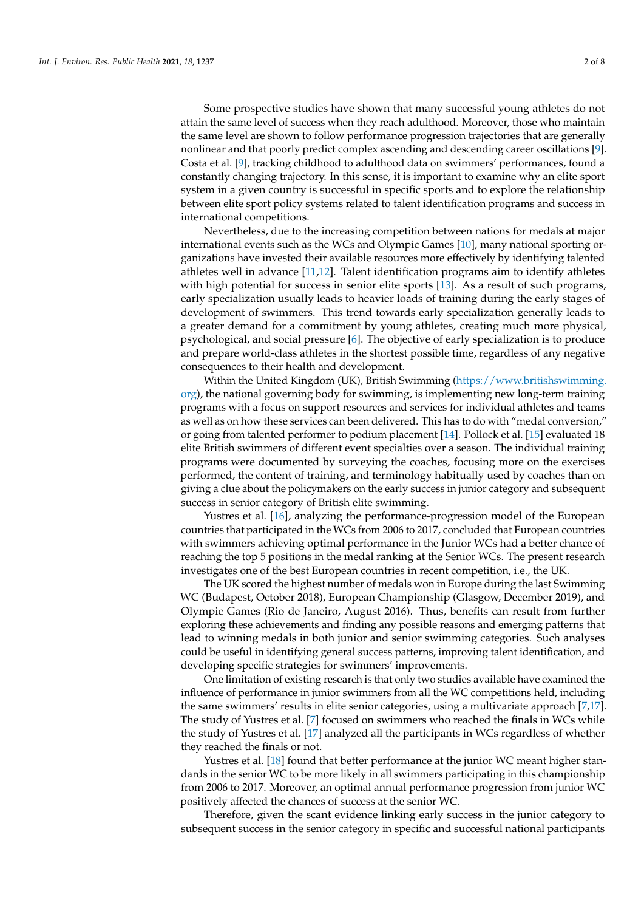Some prospective studies have shown that many successful young athletes do not attain the same level of success when they reach adulthood. Moreover, those who maintain the same level are shown to follow performance progression trajectories that are generally nonlinear and that poorly predict complex ascending and descending career oscillations [9]. Costa et al. [9], tracking childhood to adulthood data on swimmers' performances, found a constantly changing trajectory. In this sense, it is important to examine why an elite sport system in a given country is successful in specific sports and to explore the relationship between elite sport policy systems related to talent identification programs and success in international competitions.

Nevertheless, due to the increasing competition between nations for medals at major international events such as the WCs and Olympic Games [10], many national sporting organizations have invested their available resources more effectively by identifying talented athletes well in advance [11,12]. Talent identification programs aim to identify athletes with high potential for success in senior elite sports [13]. As a result of such programs, early specialization usually leads to heavier loads of training during the early stages of development of swimmers. This trend towards early specialization generally leads to a greater demand for a commitment by young athletes, creating much more physical, psychological, and social pressure [6]. The objective of early specialization is to produce and prepare world-class athletes in the shortest possible time, regardless of any negative consequences to their health and development.

Within the United Kingdom (UK), British Swimming (https://www.britishswimming.org), the national governing body for swimming, is implementing new long-term training programs with a focus on support resources and services for individual athletes and teams as well as on how these services can been delivered. This has to do with "medal conversion," or going from talented performer to podium placement [14]. Pollock et al. [15] evaluated 18 elite British swimmers of different event specialties over a season. The individual training programs were documented by surveying the coaches, focusing more on the exercises performed, the content of training, and terminology habitually used by coaches than on giving a clue about the policymakers on the early success in junior category and subsequent success in senior category of British elite swimming.

Yustres et al. [16], analyzing the performance-progression model of the European countries that participated in the WCs from 2006 to 2017, concluded that European countries with swimmers achieving optimal performance in the Junior WCs had a better chance of reaching the top 5 positions in the medal ranking at the Senior WCs. The present research investigates one of the best European countries in recent competition, i.e., the UK.

The UK scored the highest number of medals won in Europe during the last Swimming WC (Budapest, October 2018), European Championship (Glasgow, December 2019), and Olympic Games (Rio de Janeiro, August 2016). Thus, benefits can result from further exploring these achievements and finding any possible reasons and emerging patterns that lead to winning medals in both junior and senior swimming categories. Such analyses could be useful in identifying general success patterns, improving talent identification, and developing specific strategies for swimmers' improvements.

One limitation of existing research is that only two studies available have examined the influence of performance in junior swimmers from all the WC competitions held, including the same swimmers' results in elite senior categories, using a multivariate approach [7,17]. The study of Yustres et al. [7] focused on swimmers who reached the finals in WCs while the study of Yustres et al. [17] analyzed all the participants in WCs regardless of whether they reached the finals or not.

Yustres et al. [18] found that better performance at the junior WC meant higher standards in the senior WC to be more likely in all swimmers participating in this championship from 2006 to 2017. Moreover, an optimal annual performance progression from junior WC positively affected the chances of success at the senior WC.

Therefore, given the scant evidence linking early success in the junior category to subsequent success in the senior category in specific and successful national participants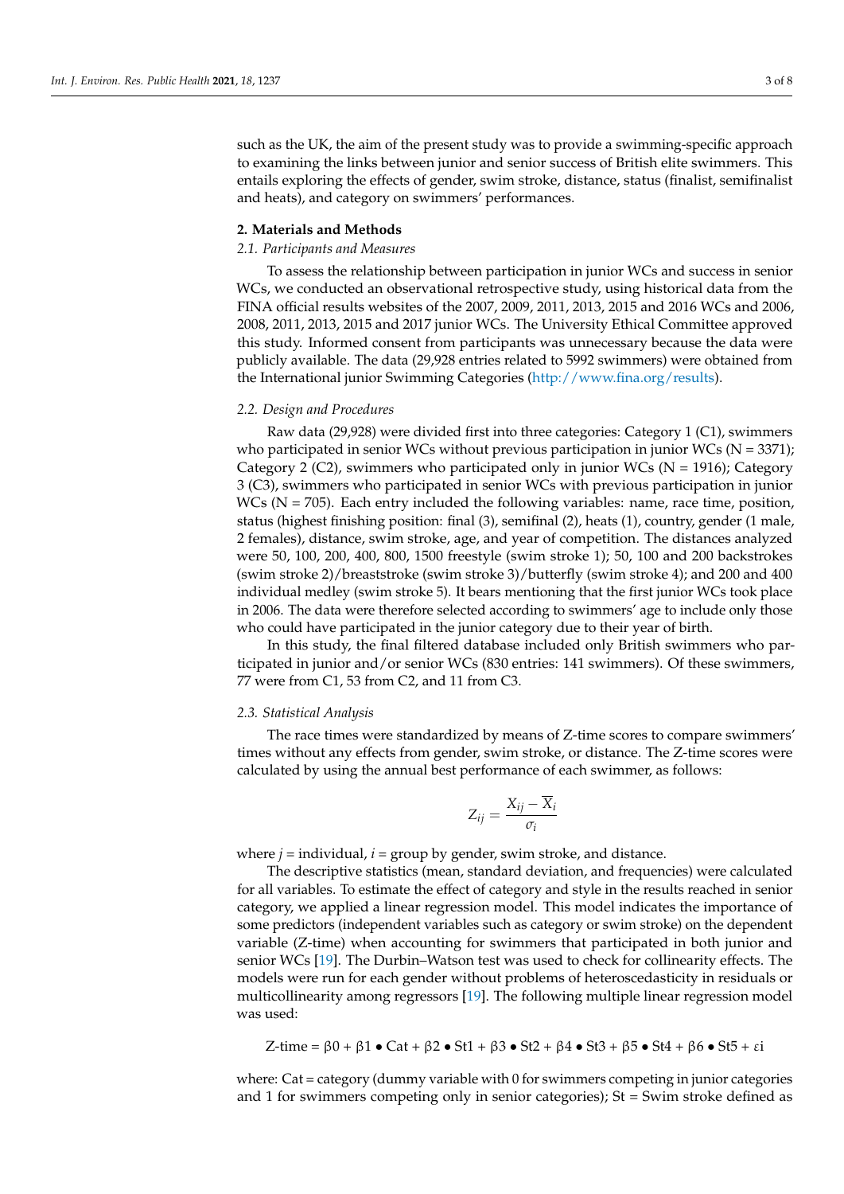such as the UK, the aim of the present study was to provide a swimming-specific approach to examining the links between junior and senior success of British elite swimmers. This entails exploring the effects of gender, swim stroke, distance, status (finalist, semifinalist and heats), and category on swimmers' performances.

## 2. Materials and Methods

### *2.1. Participants and Measures*

To assess the relationship between participation in junior WCs and success in senior WCs, we conducted an observational retrospective study, using historical data from the FINA official results websites of the 2007, 2009, 2011, 2013, 2015 and 2016 WCs and 2006, 2008, 2011, 2013, 2015 and 2017 junior WCs. The University Ethical Committee approved this study. Informed consent from participants was unnecessary because the data were publicly available. The data (29,928 entries related to 5992 swimmers) were obtained from the International junior Swimming Categories (http://www.fina.org/results).

### *2.2. Design and Procedures*

Raw data (29,928) were divided first into three categories: Category 1 (C1), swimmers who participated in senior WCs without previous participation in junior WCs (N = 3371); Category 2 (C2), swimmers who participated only in junior WCs (N = 1916); Category 3 (C3), swimmers who participated in senior WCs with previous participation in junior WCs (N = 705). Each entry included the following variables: name, race time, position, status (highest finishing position: final (3), semifinal (2), heats (1), country, gender (1 male, 2 females), distance, swim stroke, age, and year of competition. The distances analyzed were 50, 100, 200, 400, 800, 1500 freestyle (swim stroke 1); 50, 100 and 200 backstrokes (swim stroke 2)/breaststroke (swim stroke 3)/butterfly (swim stroke 4); and 200 and 400 individual medley (swim stroke 5). It bears mentioning that the first junior WCs took place in 2006. The data were therefore selected according to swimmers' age to include only those who could have participated in the junior category due to their year of birth.

In this study, the final filtered database included only British swimmers who participated in junior and/or senior WCs (830 entries: 141 swimmers). Of these swimmers, 77 were from C1, 53 from C2, and 11 from C3.

### *2.3. Statistical Analysis*

The race times were standardized by means of Z-time scores to compare swimmers' times without any effects from gender, swim stroke, or distance. The Z-time scores were calculated by using the annual best performance of each swimmer, as follows:

$$Z_{ij} = \frac{X_{ij} - \overline{X}_i}{\sigma_i}$$

where $j$ = individual, $i$ = group by gender, swim stroke, and distance.

The descriptive statistics (mean, standard deviation, and frequencies) were calculated for all variables. To estimate the effect of category and style in the results reached in senior category, we applied a linear regression model. This model indicates the importance of some predictors (independent variables such as category or swim stroke) on the dependent variable (Z-time) when accounting for swimmers that participated in both junior and senior WCs [19]. The Durbin–Watson test was used to check for collinearity effects. The models were run for each gender without problems of heteroscedasticity in residuals or multicollinearity among regressors [19]. The following multiple linear regression model was used:

$$\text{Z-time} = \beta 0 + \beta 1 \bullet \text{Cat} + \beta 2 \bullet \text{St1} + \beta 3 \bullet \text{St2} + \beta 4 \bullet \text{St3} + \beta 5 \bullet \text{St4} + \beta 6 \bullet \text{St5} + \varepsilon \text{i}$$

where: Cat = category (dummy variable with 0 for swimmers competing in junior categories and 1 for swimmers competing only in senior categories); St = Swim stroke defined as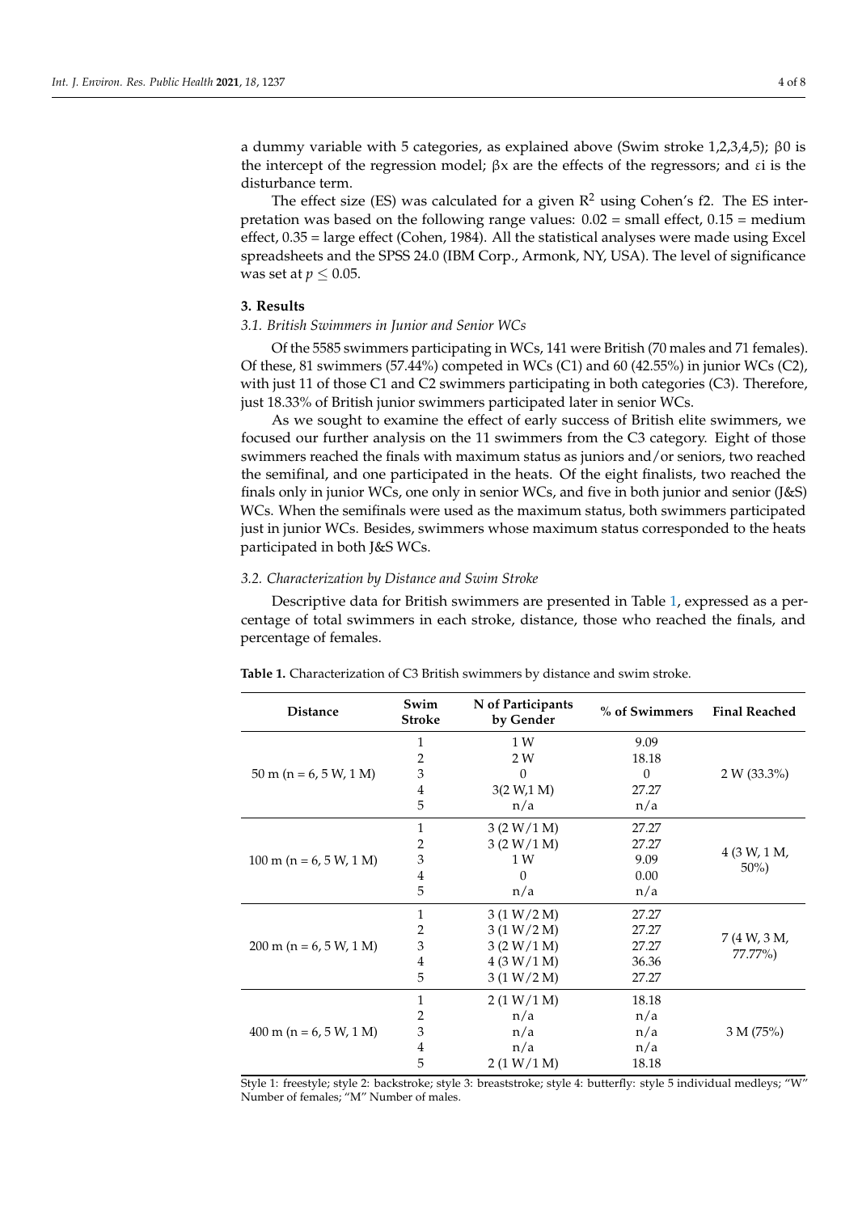a dummy variable with 5 categories, as explained above (Swim stroke 1,2,3,4,5); $\beta 0$ is the intercept of the regression model; $\beta x$ are the effects of the regressors; and $\varepsilon i$ is the disturbance term.

The effect size (ES) was calculated for a given $R^2$ using Cohen's f2. The ES interpretation was based on the following range values: 0.02 = small effect, 0.15 = medium effect, 0.35 = large effect (Cohen, 1984). All the statistical analyses were made using Excel spreadsheets and the SPSS 24.0 (IBM Corp., Armonk, NY, USA). The level of significance was set at $p \leq 0.05$.

## 3. Results

### 3.1. British Swimmers in Junior and Senior WCs

Of the 5585 swimmers participating in WCs, 141 were British (70 males and 71 females). Of these, 81 swimmers (57.44%) competed in WCs (C1) and 60 (42.55%) in junior WCs (C2), with just 11 of those C1 and C2 swimmers participating in both categories (C3). Therefore, just 18.33% of British junior swimmers participated later in senior WCs.

As we sought to examine the effect of early success of British elite swimmers, we focused our further analysis on the 11 swimmers from the C3 category. Eight of those swimmers reached the finals with maximum status as juniors and/or seniors, two reached the semifinal, and one participated in the heats. Of the eight finalists, two reached the finals only in junior WCs, one only in senior WCs, and five in both junior and senior (J&S) WCs. When the semifinals were used as the maximum status, both swimmers participated just in junior WCs. Besides, swimmers whose maximum status corresponded to the heats participated in both J&S WCs.

### 3.2. Characterization by Distance and Swim Stroke

Descriptive data for British swimmers are presented in Table 1, expressed as a percentage of total swimmers in each stroke, distance, those who reached the finals, and percentage of females.

**Table 1.** Characterization of C3 British swimmers by distance and swim stroke.

| Distance | Swim Stroke | N of Participants by Gender | % of Swimmers | Final Reached |
|---|---|---|---|---|
| 50 m (n = 6, 5 W, 1 M) | 1 | 1 W | 9.09 | 2 W (33.3%) |
| | 2 | 2 W | 18.18 | |
| | 3 | 0 | 0 | |
| | 4 | 3(2 W,1 M) | 27.27 | |
| | 5 | n/a | n/a | |
| 100 m (n = 6, 5 W, 1 M) | 1 | 3 (2 W/1 M) | 27.27 | 4 (3 W, 1 M, 50%) |
| | 2 | 3 (2 W/1 M) | 27.27 | |
| | 3 | 1 W | 9.09 | |
| | 4 | 0 | 0.00 | |
| | 5 | n/a | n/a | |
| 200 m (n = 6, 5 W, 1 M) | 1 | 3 (1 W/2 M) | 27.27 | 7 (4 W, 3 M, 77.77%) |
| | 2 | 3 (1 W/2 M) | 27.27 | |
| | 3 | 3 (2 W/1 M) | 27.27 | |
| | 4 | 4 (3 W/1 M) | 36.36 | |
| | 5 | 3 (1 W/2 M) | 27.27 | |
| 400 m (n = 6, 5 W, 1 M) | 1 | 2 (1 W/1 M) | 18.18 | 3 M (75%) |
| | 2 | n/a | n/a | |
| | 3 | n/a | n/a | |
| | 4 | n/a | n/a | |
| | 5 | 2 (1 W/1 M) | 18.18 | |

Style 1: freestyle; style 2: backstroke; style 3: breaststroke; style 4: butterfly: style 5 individual medleys; "W" Number of females; "M" Number of males.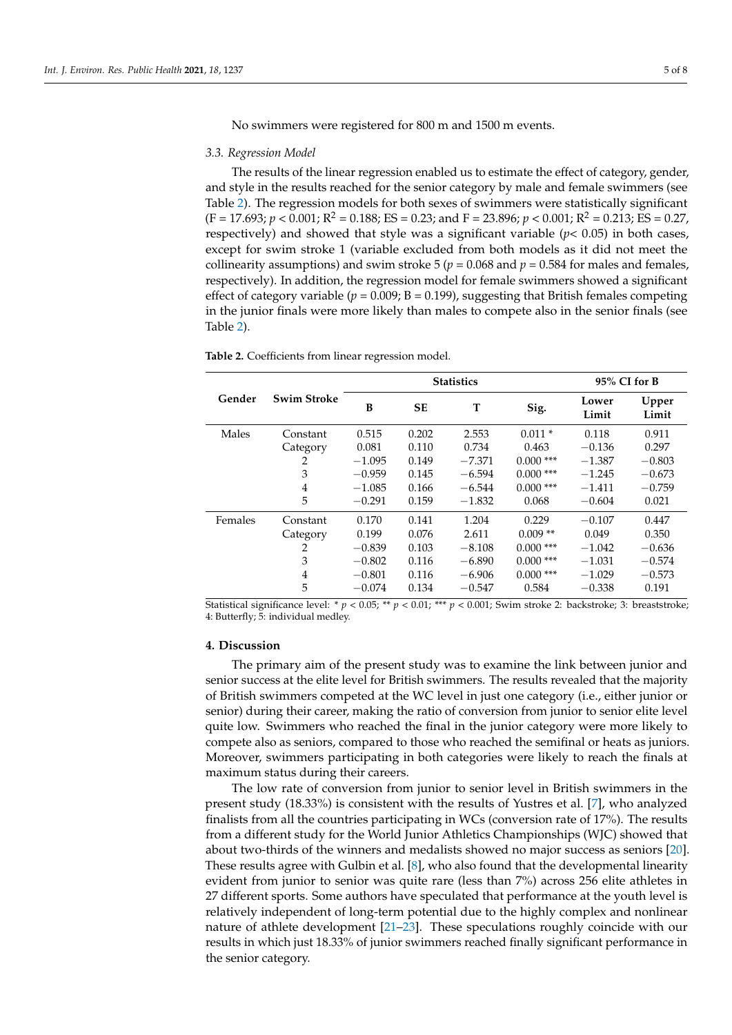No swimmers were registered for 800 m and 1500 m events.

### 3.3. Regression Model

The results of the linear regression enabled us to estimate the effect of category, gender, and style in the results reached for the senior category by male and female swimmers (see Table 2). The regression models for both sexes of swimmers were statistically significant ($F = 17.693$; $p < 0.001$; $R^2 = 0.188$; ES = 0.23; and $F = 23.896$; $p < 0.001$; $R^2 = 0.213$; ES = 0.27, respectively) and showed that style was a significant variable ($p < 0.05$) in both cases, except for swim stroke 1 (variable excluded from both models as it did not meet the collinearity assumptions) and swim stroke 5 ($p = 0.068$ and $p = 0.584$ for males and females, respectively). In addition, the regression model for female swimmers showed a significant effect of category variable ($p = 0.009$; B = 0.199), suggesting that British females competing in the junior finals were more likely than males to compete also in the senior finals (see Table 2).

**Table 2.** Coefficients from linear regression model.

| Gender | Swim Stroke | Statistics | | | | 95% CI for B | |
|---|---|---|---|---|---|---|---|
| | | B | SE | T | Sig. | Lower Limit | Upper Limit |
| Males | Constant | 0.515 | 0.202 | 2.553 | 0.011 * | 0.118 | 0.911 |
| | Category | 0.081 | 0.110 | 0.734 | 0.463 | −0.136 | 0.297 |
| | 2 | −1.095 | 0.149 | −7.371 | 0.000 *** | −1.387 | −0.803 |
| | 3 | −0.959 | 0.145 | −6.594 | 0.000 *** | −1.245 | −0.673 |
| | 4 | −1.085 | 0.166 | −6.544 | 0.000 *** | −1.411 | −0.759 |
| | 5 | −0.291 | 0.159 | −1.832 | 0.068 | −0.604 | 0.021 |
| Females | Constant | 0.170 | 0.141 | 1.204 | 0.229 | −0.107 | 0.447 |
| | Category | 0.199 | 0.076 | 2.611 | 0.009 ** | 0.049 | 0.350 |
| | 2 | −0.839 | 0.103 | −8.108 | 0.000 *** | −1.042 | −0.636 |
| | 3 | −0.802 | 0.116 | −6.890 | 0.000 *** | −1.031 | −0.574 |
| | 4 | −0.801 | 0.116 | −6.906 | 0.000 *** | −1.029 | −0.573 |
| | 5 | −0.074 | 0.134 | −0.547 | 0.584 | −0.338 | 0.191 |

Statistical significance level: * $p < 0.05$; ** $p < 0.01$; *** $p < 0.001$; Swim stroke 2: backstroke; 3: breaststroke; 4: Butterfly; 5: individual medley.

## 4. Discussion

The primary aim of the present study was to examine the link between junior and senior success at the elite level for British swimmers. The results revealed that the majority of British swimmers competed at the WC level in just one category (i.e., either junior or senior) during their career, making the ratio of conversion from junior to senior elite level quite low. Swimmers who reached the final in the junior category were more likely to compete also as seniors, compared to those who reached the semifinal or heats as juniors. Moreover, swimmers participating in both categories were likely to reach the finals at maximum status during their careers.

The low rate of conversion from junior to senior level in British swimmers in the present study (18.33%) is consistent with the results of Yustres et al. [7], who analyzed finalists from all the countries participating in WCs (conversion rate of 17%). The results from a different study for the World Junior Athletics Championships (WJC) showed that about two-thirds of the winners and medalists showed no major success as seniors [20]. These results agree with Gulbin et al. [8], who also found that the developmental linearity evident from junior to senior was quite rare (less than 7%) across 256 elite athletes in 27 different sports. Some authors have speculated that performance at the youth level is relatively independent of long-term potential due to the highly complex and nonlinear nature of athlete development [21–23]. These speculations roughly coincide with our results in which just 18.33% of junior swimmers reached finally significant performance in the senior category.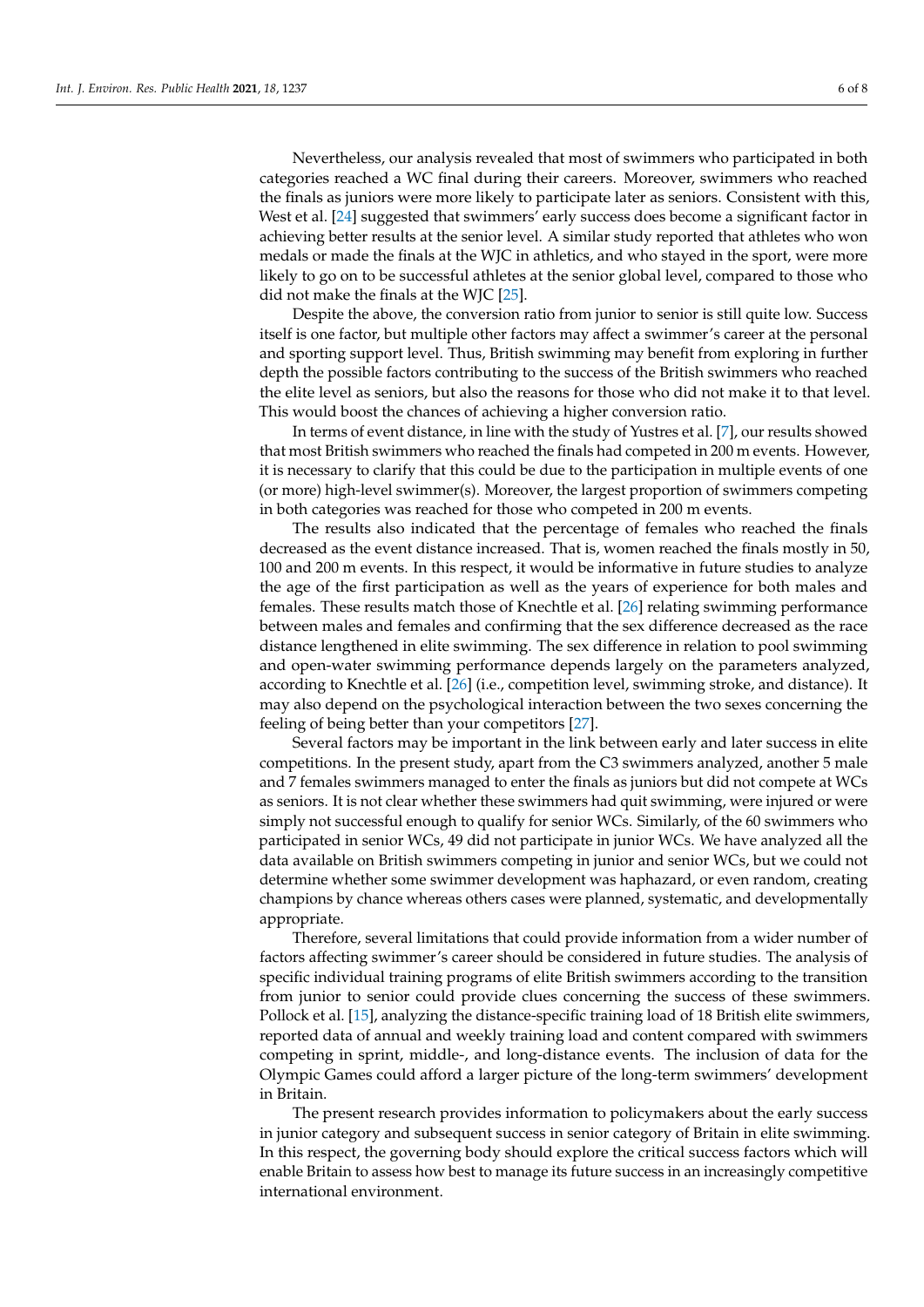Nevertheless, our analysis revealed that most of swimmers who participated in both categories reached a WC final during their careers. Moreover, swimmers who reached the finals as juniors were more likely to participate later as seniors. Consistent with this, West et al. [24] suggested that swimmers' early success does become a significant factor in achieving better results at the senior level. A similar study reported that athletes who won medals or made the finals at the WJC in athletics, and who stayed in the sport, were more likely to go on to be successful athletes at the senior global level, compared to those who did not make the finals at the WJC [25].

Despite the above, the conversion ratio from junior to senior is still quite low. Success itself is one factor, but multiple other factors may affect a swimmer's career at the personal and sporting support level. Thus, British swimming may benefit from exploring in further depth the possible factors contributing to the success of the British swimmers who reached the elite level as seniors, but also the reasons for those who did not make it to that level. This would boost the chances of achieving a higher conversion ratio.

In terms of event distance, in line with the study of Yustres et al. [7], our results showed that most British swimmers who reached the finals had competed in 200 m events. However, it is necessary to clarify that this could be due to the participation in multiple events of one (or more) high-level swimmer(s). Moreover, the largest proportion of swimmers competing in both categories was reached for those who competed in 200 m events.

The results also indicated that the percentage of females who reached the finals decreased as the event distance increased. That is, women reached the finals mostly in 50, 100 and 200 m events. In this respect, it would be informative in future studies to analyze the age of the first participation as well as the years of experience for both males and females. These results match those of Knechtle et al. [26] relating swimming performance between males and females and confirming that the sex difference decreased as the race distance lengthened in elite swimming. The sex difference in relation to pool swimming and open-water swimming performance depends largely on the parameters analyzed, according to Knechtle et al. [26] (i.e., competition level, swimming stroke, and distance). It may also depend on the psychological interaction between the two sexes concerning the feeling of being better than your competitors [27].

Several factors may be important in the link between early and later success in elite competitions. In the present study, apart from the C3 swimmers analyzed, another 5 male and 7 females swimmers managed to enter the finals as juniors but did not compete at WCs as seniors. It is not clear whether these swimmers had quit swimming, were injured or were simply not successful enough to qualify for senior WCs. Similarly, of the 60 swimmers who participated in senior WCs, 49 did not participate in junior WCs. We have analyzed all the data available on British swimmers competing in junior and senior WCs, but we could not determine whether some swimmer development was haphazard, or even random, creating champions by chance whereas others cases were planned, systematic, and developmentally appropriate.

Therefore, several limitations that could provide information from a wider number of factors affecting swimmer's career should be considered in future studies. The analysis of specific individual training programs of elite British swimmers according to the transition from junior to senior could provide clues concerning the success of these swimmers. Pollock et al. [15], analyzing the distance-specific training load of 18 British elite swimmers, reported data of annual and weekly training load and content compared with swimmers competing in sprint, middle-, and long-distance events. The inclusion of data for the Olympic Games could afford a larger picture of the long-term swimmers' development in Britain.

The present research provides information to policymakers about the early success in junior category and subsequent success in senior category of Britain in elite swimming. In this respect, the governing body should explore the critical success factors which will enable Britain to assess how best to manage its future success in an increasingly competitive international environment.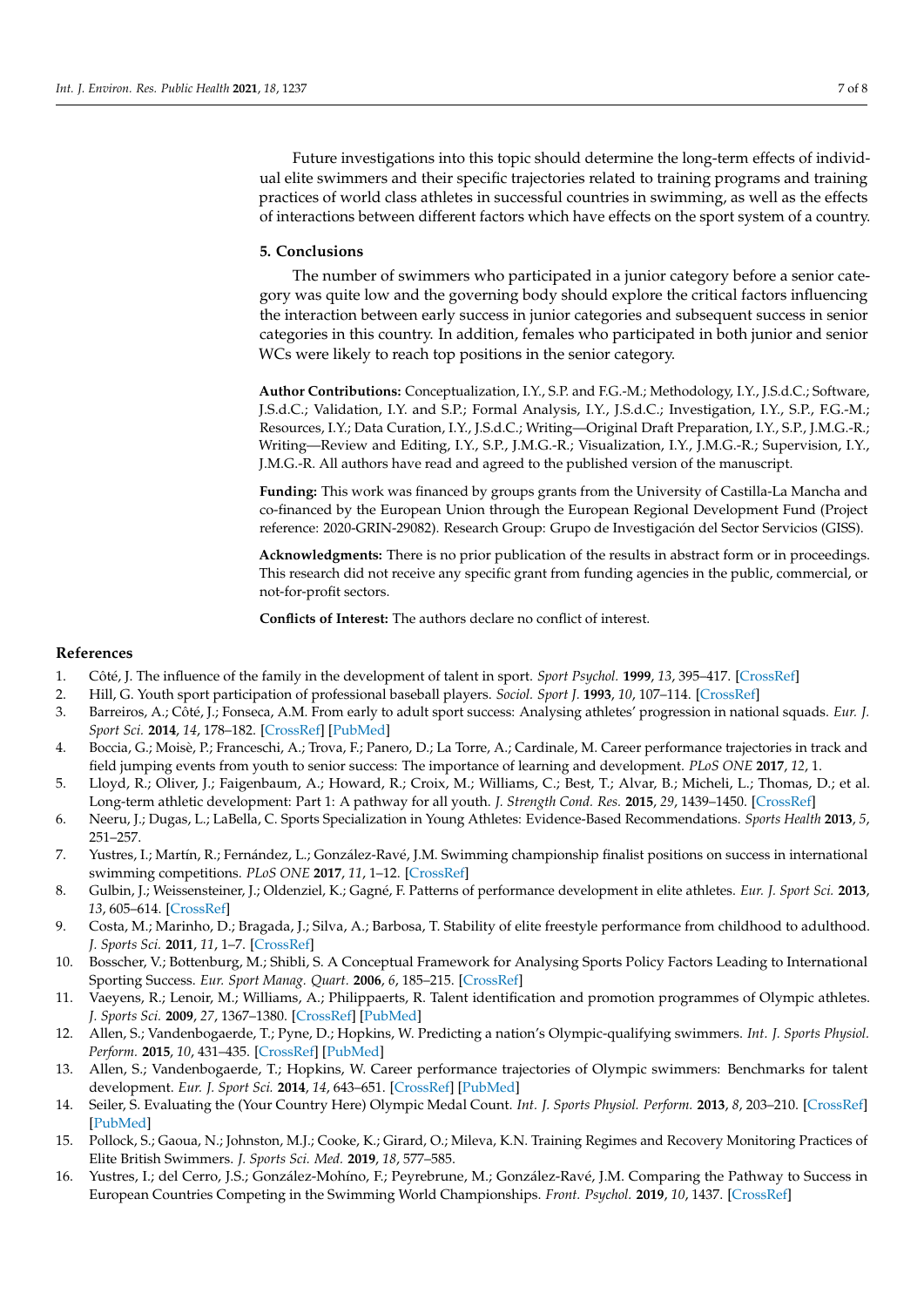Future investigations into this topic should determine the long-term effects of individual elite swimmers and their specific trajectories related to training programs and training practices of world class athletes in successful countries in swimming, as well as the effects of interactions between different factors which have effects on the sport system of a country.

## 5. Conclusions

The number of swimmers who participated in a junior category before a senior category was quite low and the governing body should explore the critical factors influencing the interaction between early success in junior categories and subsequent success in senior categories in this country. In addition, females who participated in both junior and senior WCs were likely to reach top positions in the senior category.

**Author Contributions:** Conceptualization, I.Y., S.P. and F.G.-M.; Methodology, I.Y., J.S.d.C.; Software, J.S.d.C.; Validation, I.Y. and S.P.; Formal Analysis, I.Y., J.S.d.C.; Investigation, I.Y., S.P., F.G.-M.; Resources, I.Y.; Data Curation, I.Y., J.S.d.C.; Writing—Original Draft Preparation, I.Y., S.P., J.M.G.-R.; Writing—Review and Editing, I.Y., S.P., J.M.G.-R.; Visualization, I.Y., J.M.G.-R.; Supervision, I.Y., J.M.G.-R. All authors have read and agreed to the published version of the manuscript.

**Funding:** This work was financed by groups grants from the University of Castilla-La Mancha and co-financed by the European Union through the European Regional Development Fund (Project reference: 2020-GRIN-29082). Research Group: Grupo de Investigación del Sector Servicios (GISS).

**Acknowledgments:** There is no prior publication of the results in abstract form or in proceedings. This research did not receive any specific grant from funding agencies in the public, commercial, or not-for-profit sectors.

**Conflicts of Interest:** The authors declare no conflict of interest.

## References

1. Côté, J. The influence of the family in the development of talent in sport. *Sport Psychol.* **1999**, *13*, 395–417. [CrossRef]
2. Hill, G. Youth sport participation of professional baseball players. *Sociol. Sport J.* **1993**, *10*, 107–114. [CrossRef]
3. Barreiros, A.; Côté, J.; Fonseca, A.M. From early to adult sport success: Analysing athletes' progression in national squads. *Eur. J. Sport Sci.* **2014**, *14*, 178–182. [CrossRef] [PubMed]
4. Boccia, G.; Moisè, P.; Franceschi, A.; Trova, F.; Panero, D.; La Torre, A.; Cardinale, M. Career performance trajectories in track and field jumping events from youth to senior success: The importance of learning and development. *PLoS ONE* **2017**, *12*, 1.
5. Lloyd, R.; Oliver, J.; Faigenbaum, A.; Howard, R.; Croix, M.; Williams, C.; Best, T.; Alvar, B.; Micheli, L.; Thomas, D.; et al. Long-term athletic development: Part 1: A pathway for all youth. *J. Strength Cond. Res.* **2015**, *29*, 1439–1450. [CrossRef]
6. Neeru, J.; Dugas, L.; LaBella, C. Sports Specialization in Young Athletes: Evidence-Based Recommendations. *Sports Health* **2013**, *5*, 251–257.
7. Yustres, I.; Martín, R.; Fernández, L.; González-Ravé, J.M. Swimming championship finalist positions on success in international swimming competitions. *PLoS ONE* **2017**, *11*, 1–12. [CrossRef]
8. Gulbin, J.; Weissensteiner, J.; Oldenziel, K.; Gagné, F. Patterns of performance development in elite athletes. *Eur. J. Sport Sci.* **2013**, *13*, 605–614. [CrossRef]
9. Costa, M.; Marinho, D.; Bragada, J.; Silva, A.; Barbosa, T. Stability of elite freestyle performance from childhood to adulthood. *J. Sports Sci.* **2011**, *11*, 1–7. [CrossRef]
10. Bosscher, V.; Bottenburg, M.; Shibli, S. A Conceptual Framework for Analysing Sports Policy Factors Leading to International Sporting Success. *Eur. Sport Manag. Quart.* **2006**, *6*, 185–215. [CrossRef]
11. Vaeyens, R.; Lenoir, M.; Williams, A.; Philippaerts, R. Talent identification and promotion programmes of Olympic athletes. *J. Sports Sci.* **2009**, *27*, 1367–1380. [CrossRef] [PubMed]
12. Allen, S.; Vandenbogaerde, T.; Pyne, D.; Hopkins, W. Predicting a nation's Olympic-qualifying swimmers. *Int. J. Sports Physiol. Perform.* **2015**, *10*, 431–435. [CrossRef] [PubMed]
13. Allen, S.; Vandenbogaerde, T.; Hopkins, W. Career performance trajectories of Olympic swimmers: Benchmarks for talent development. *Eur. J. Sport Sci.* **2014**, *14*, 643–651. [CrossRef] [PubMed]
14. Seiler, S. Evaluating the (Your Country Here) Olympic Medal Count. *Int. J. Sports Physiol. Perform.* **2013**, *8*, 203–210. [CrossRef] [PubMed]
15. Pollock, S.; Gaoua, N.; Johnston, M.J.; Cooke, K.; Girard, O.; Mileva, K.N. Training Regimes and Recovery Monitoring Practices of Elite British Swimmers. *J. Sports Sci. Med.* **2019**, *18*, 577–585.
16. Yustres, I.; del Cerro, J.S.; González-Mohíno, F.; Peyrebrune, M.; González-Ravé, J.M. Comparing the Pathway to Success in European Countries Competing in the Swimming World Championships. *Front. Psychol.* **2019**, *10*, 1437. [CrossRef]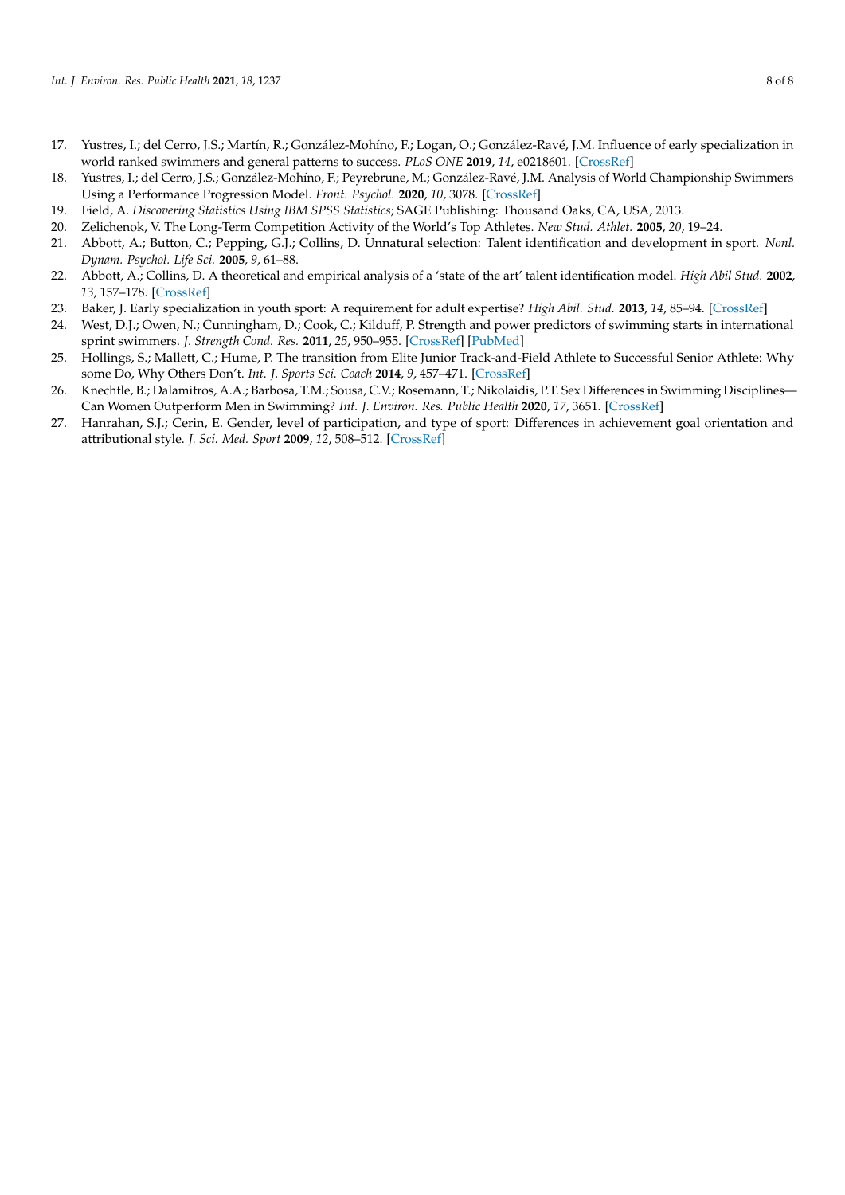17. Yustres, I.; del Cerro, J.S.; Martín, R.; González-Mohíno, F.; Logan, O.; González-Ravé, J.M. Influence of early specialization in world ranked swimmers and general patterns to success. *PLoS ONE* **2019**, *14*, e0218601. [CrossRef]
18. Yustres, I.; del Cerro, J.S.; González-Mohíno, F.; Peyrebrune, M.; González-Ravé, J.M. Analysis of World Championship Swimmers Using a Performance Progression Model. *Front. Psychol.* **2020**, *10*, 3078. [CrossRef]
19. Field, A. *Discovering Statistics Using IBM SPSS Statistics*; SAGE Publishing: Thousand Oaks, CA, USA, 2013.
20. Zelichenok, V. The Long-Term Competition Activity of the World's Top Athletes. *New Stud. Athlet.* **2005**, *20*, 19–24.
21. Abbott, A.; Button, C.; Pepping, G.J.; Collins, D. Unnatural selection: Talent identification and development in sport. *Nonl. Dynam. Psychol. Life Sci.* **2005**, *9*, 61–88.
22. Abbott, A.; Collins, D. A theoretical and empirical analysis of a 'state of the art' talent identification model. *High Abil Stud.* **2002**, *13*, 157–178. [CrossRef]
23. Baker, J. Early specialization in youth sport: A requirement for adult expertise? *High Abil. Stud.* **2013**, *14*, 85–94. [CrossRef]
24. West, D.J.; Owen, N.; Cunningham, D.; Cook, C.; Kilduff, P. Strength and power predictors of swimming starts in international sprint swimmers. *J. Strength Cond. Res.* **2011**, *25*, 950–955. [CrossRef] [PubMed]
25. Hollings, S.; Mallett, C.; Hume, P. The transition from Elite Junior Track-and-Field Athlete to Successful Senior Athlete: Why some Do, Why Others Don't. *Int. J. Sports Sci. Coach* **2014**, *9*, 457–471. [CrossRef]
26. Knechtle, B.; Dalamitros, A.A.; Barbosa, T.M.; Sousa, C.V.; Rosemann, T.; Nikolaidis, P.T. Sex Differences in Swimming Disciplines—Can Women Outperform Men in Swimming? *Int. J. Environ. Res. Public Health* **2020**, *17*, 3651. [CrossRef]
27. Hanrahan, S.J.; Cerin, E. Gender, level of participation, and type of sport: Differences in achievement goal orientation and attributional style. *J. Sci. Med. Sport* **2009**, *12*, 508–512. [CrossRef]